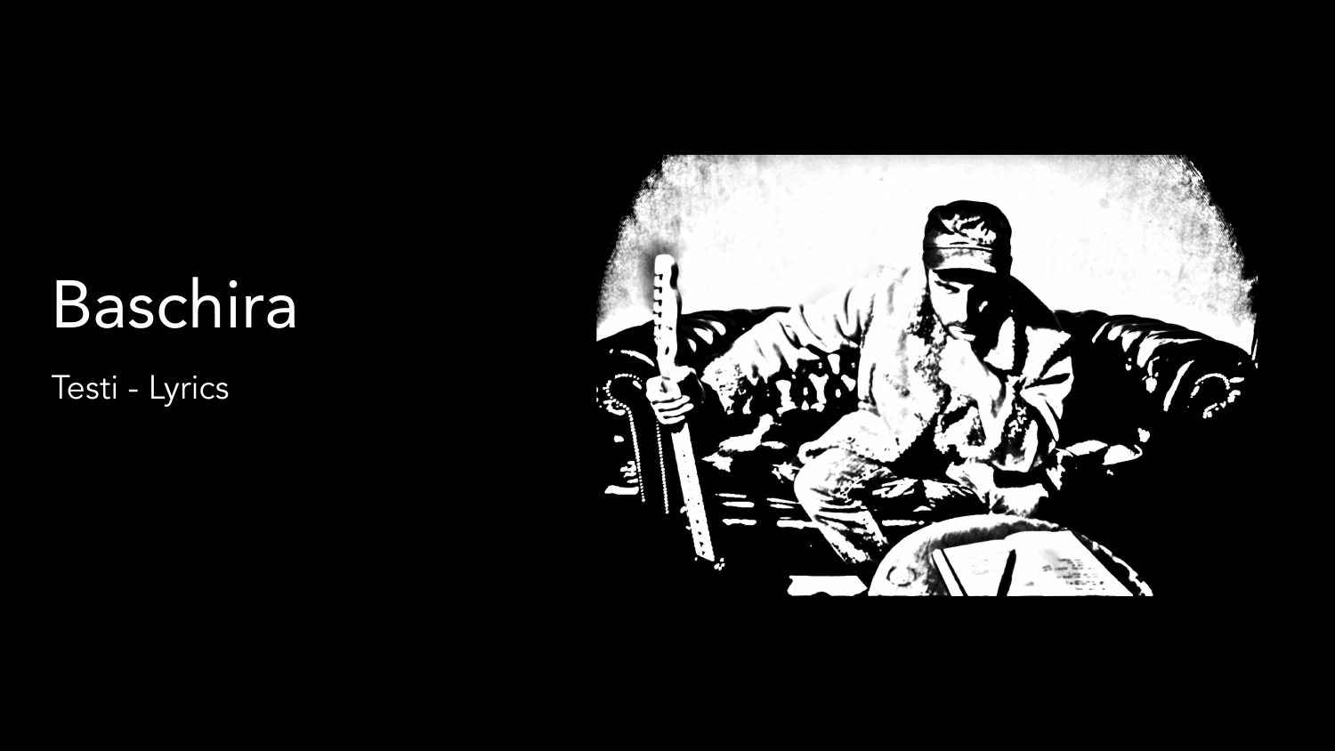# Baschira

Testi - Lyrics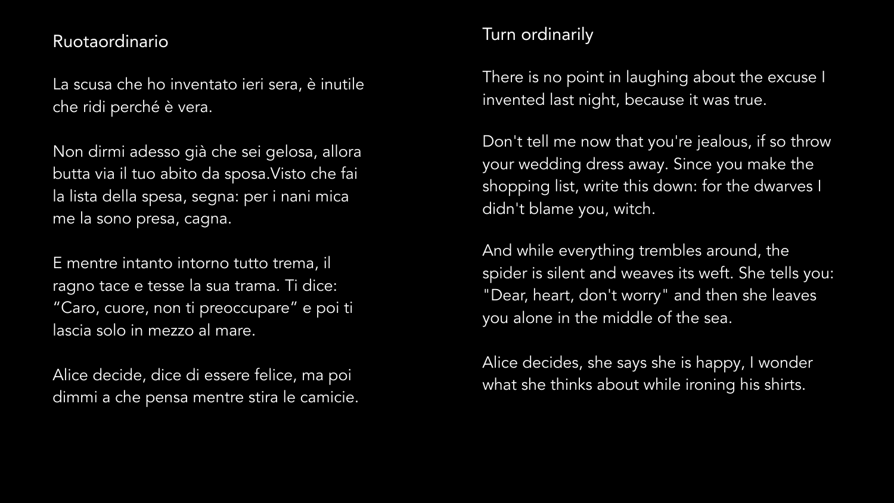## Ruotaordinario

La scusa che ho inventato ieri sera, è inutile che ridi perché è vera.

Non dirmi adesso già che sei gelosa, allora butta via il tuo abito da sposa.Visto che fai la lista della spesa, segna: per i nani mica me la sono presa, cagna.

E mentre intanto intorno tutto trema, il ragno tace e tesse la sua trama. Ti dice: “Caro, cuore, non ti preoccupare” e poi ti lascia solo in mezzo al mare.

Alice decide, dice di essere felice, ma poi dimmi a che pensa mentre stira le camicie.

## Turn ordinarily

There is no point in laughing about the excuse I invented last night, because it was true.

Don't tell me now that you're jealous, if so throw your wedding dress away. Since you make the shopping list, write this down: for the dwarves I didn't blame you, witch.

And while everything trembles around, the spider is silent and weaves its weft. She tells you: "Dear, heart, don't worry" and then she leaves you alone in the middle of the sea.

Alice decides, she says she is happy, I wonder what she thinks about while ironing his shirts.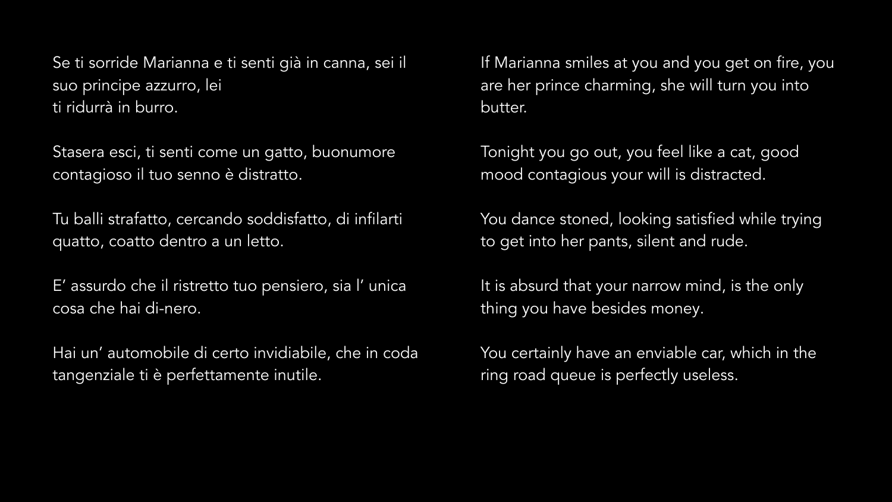Se ti sorride Marianna e ti senti già in canna, sei il suo principe azzurro, lei
ti ridurrà in burro.

Stasera esci, ti senti come un gatto, buonumore contagioso il tuo senno è distratto.

Tu balli strafatto, cercando soddisfatto, di infilarti quatto, coatto dentro a un letto.

E' assurdo che il ristretto tuo pensiero, sia l' unica cosa che hai di-nero.

Hai un' automobile di certo invidiabile, che in coda tangenziale ti è perfettamente inutile.

If Marianna smiles at you and you get on fire, you are her prince charming, she will turn you into butter.

Tonight you go out, you feel like a cat, good mood contagious your will is distracted.

You dance stoned, looking satisfied while trying to get into her pants, silent and rude.

It is absurd that your narrow mind, is the only thing you have besides money.

You certainly have an enviable car, which in the ring road queue is perfectly useless.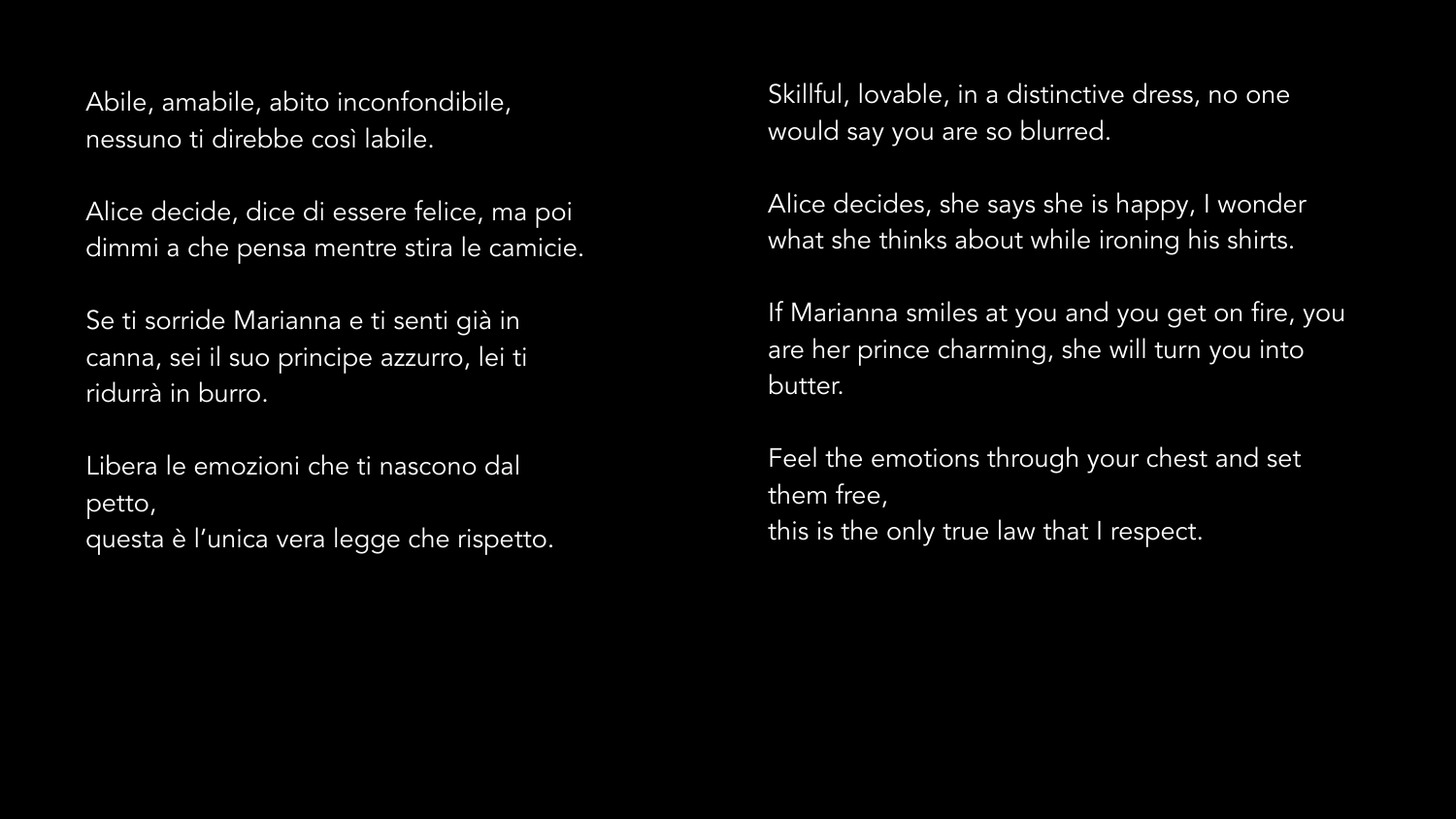Abile, amabile, abito inconfondibile,
nessuno ti direbbe così labile.

Alice decide, dice di essere felice, ma poi
dimmi a che pensa mentre stira le camicie.

Se ti sorride Marianna e ti senti già in
canna, sei il suo principe azzurro, lei ti
ridurrà in burro.

Libera le emozioni che ti nascono dal
petto,
questa è l'unica vera legge che rispetto.

Skillful, lovable, in a distinctive dress, no one
would say you are so blurred.

Alice decides, she says she is happy, I wonder
what she thinks about while ironing his shirts.

If Marianna smiles at you and you get on fire, you
are her prince charming, she will turn you into
butter.

Feel the emotions through your chest and set
them free,
this is the only true law that I respect.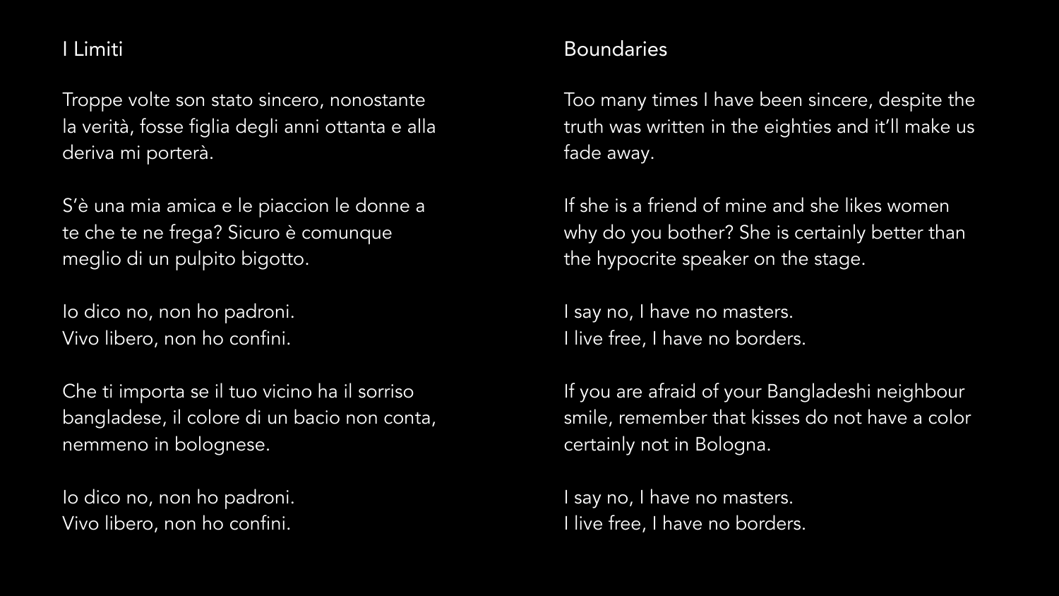## I Limiti

Troppe volte son stato sincero, nonostante la verità, fosse figlia degli anni ottanta e alla deriva mi porterà.

S'è una mia amica e le piaccion le donne a te che te ne frega? Sicuro è comunque meglio di un pulpito bigotto.

Io dico no, non ho padroni.
Vivo libero, non ho confini.

Che ti importa se il tuo vicino ha il sorriso bangladese, il colore di un bacio non conta, nemmeno in bolognese.

Io dico no, non ho padroni.
Vivo libero, non ho confini.

## Boundaries

Too many times I have been sincere, despite the truth was written in the eighties and it'll make us fade away.

If she is a friend of mine and she likes women why do you bother? She is certainly better than the hypocrite speaker on the stage.

I say no, I have no masters.
I live free, I have no borders.

If you are afraid of your Bangladeshi neighbour smile, remember that kisses do not have a color certainly not in Bologna.

I say no, I have no masters.
I live free, I have no borders.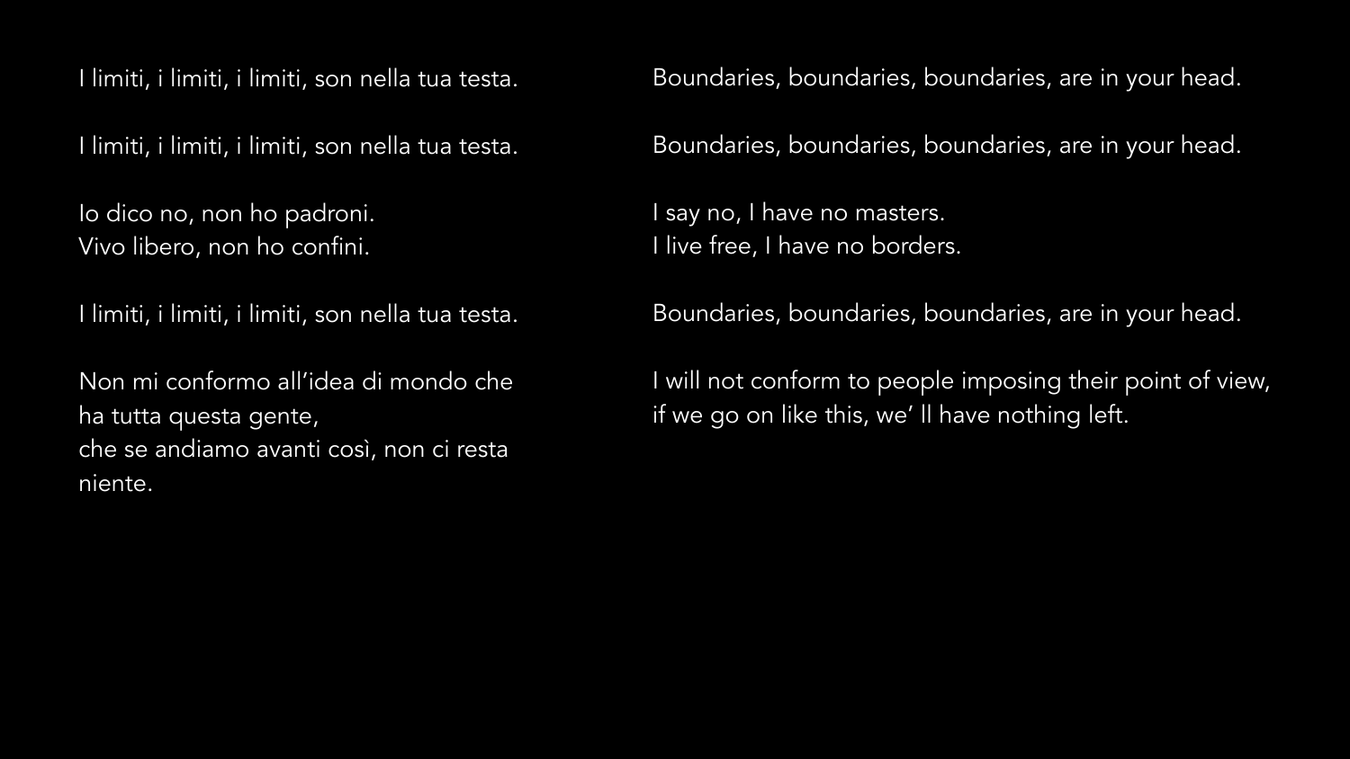I limiti, i limiti, i limiti, son nella tua testa.

I limiti, i limiti, i limiti, son nella tua testa.

Io dico no, non ho padroni.
Vivo libero, non ho confini.

I limiti, i limiti, i limiti, son nella tua testa.

Non mi conformo all'idea di mondo che ha tutta questa gente,
che se andiamo avanti così, non ci resta niente.

Boundaries, boundaries, boundaries, are in your head.

Boundaries, boundaries, boundaries, are in your head.

I say no, I have no masters.
I live free, I have no borders.

Boundaries, boundaries, boundaries, are in your head.

I will not conform to people imposing their point of view,
if we go on like this, we' ll have nothing left.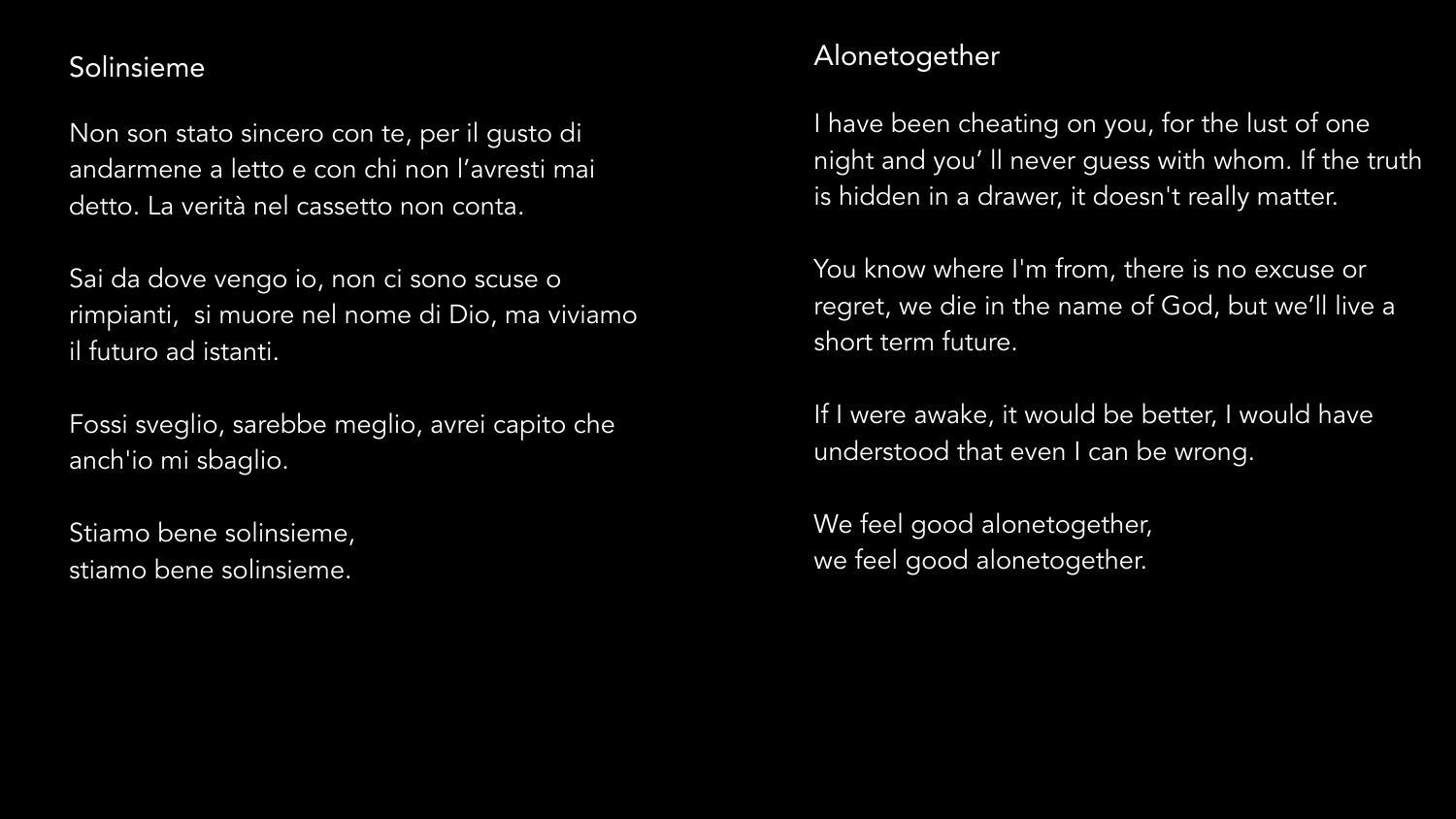## Solinsieme

Non son stato sincero con te, per il gusto di andarmene a letto e con chi non l'avresti mai detto. La verità nel cassetto non conta.

Sai da dove vengo io, non ci sono scuse o rimpianti,  si muore nel nome di Dio, ma viviamo il futuro ad istanti.

Fossi sveglio, sarebbe meglio, avrei capito che anch'io mi sbaglio.

Stiamo bene solinsieme,  
stiamo bene solinsieme.

## Alonetogether

I have been cheating on you, for the lust of one night and you' ll never guess with whom. If the truth is hidden in a drawer, it doesn't really matter.

You know where I'm from, there is no excuse or regret, we die in the name of God, but we'll live a short term future.

If I were awake, it would be better, I would have understood that even I can be wrong.

We feel good alonetogether,  
we feel good alonetogether.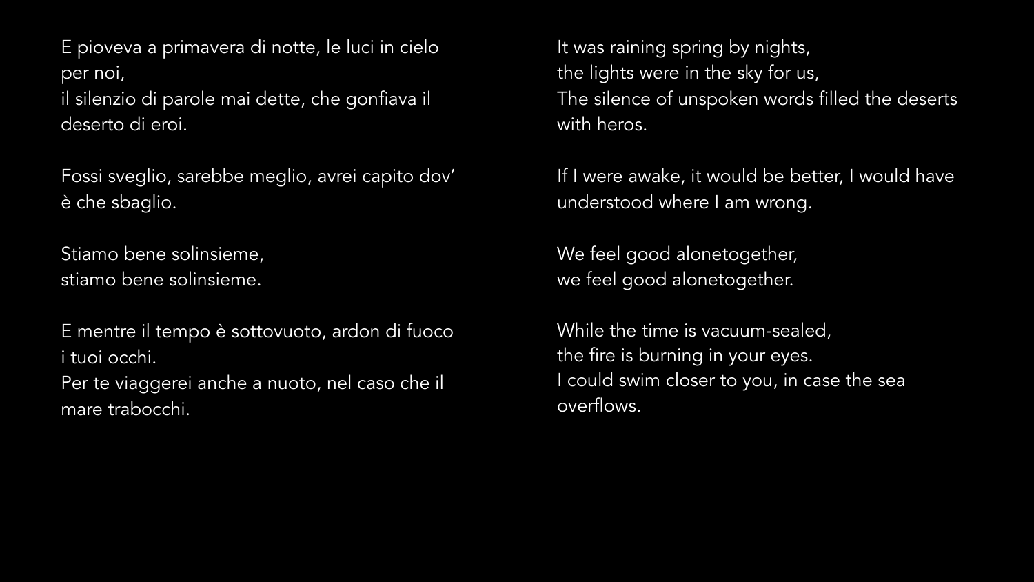E pioveva a primavera di notte, le luci in cielo per noi,
il silenzio di parole mai dette, che gonfiava il deserto di eroi.

Fossi sveglio, sarebbe meglio, avrei capito dov' è che sbaglio.

Stiamo bene solinsieme,
stiamo bene solinsieme.

E mentre il tempo è sottovuoto, ardon di fuoco i tuoi occhi.
Per te viaggerei anche a nuoto, nel caso che il mare trabocchi.

It was raining spring by nights,
the lights were in the sky for us,
The silence of unspoken words filled the deserts with heros.

If I were awake, it would be better, I would have understood where I am wrong.

We feel good alonetogether,
we feel good alonetogether.

While the time is vacuum-sealed,
the fire is burning in your eyes.
I could swim closer to you, in case the sea overflows.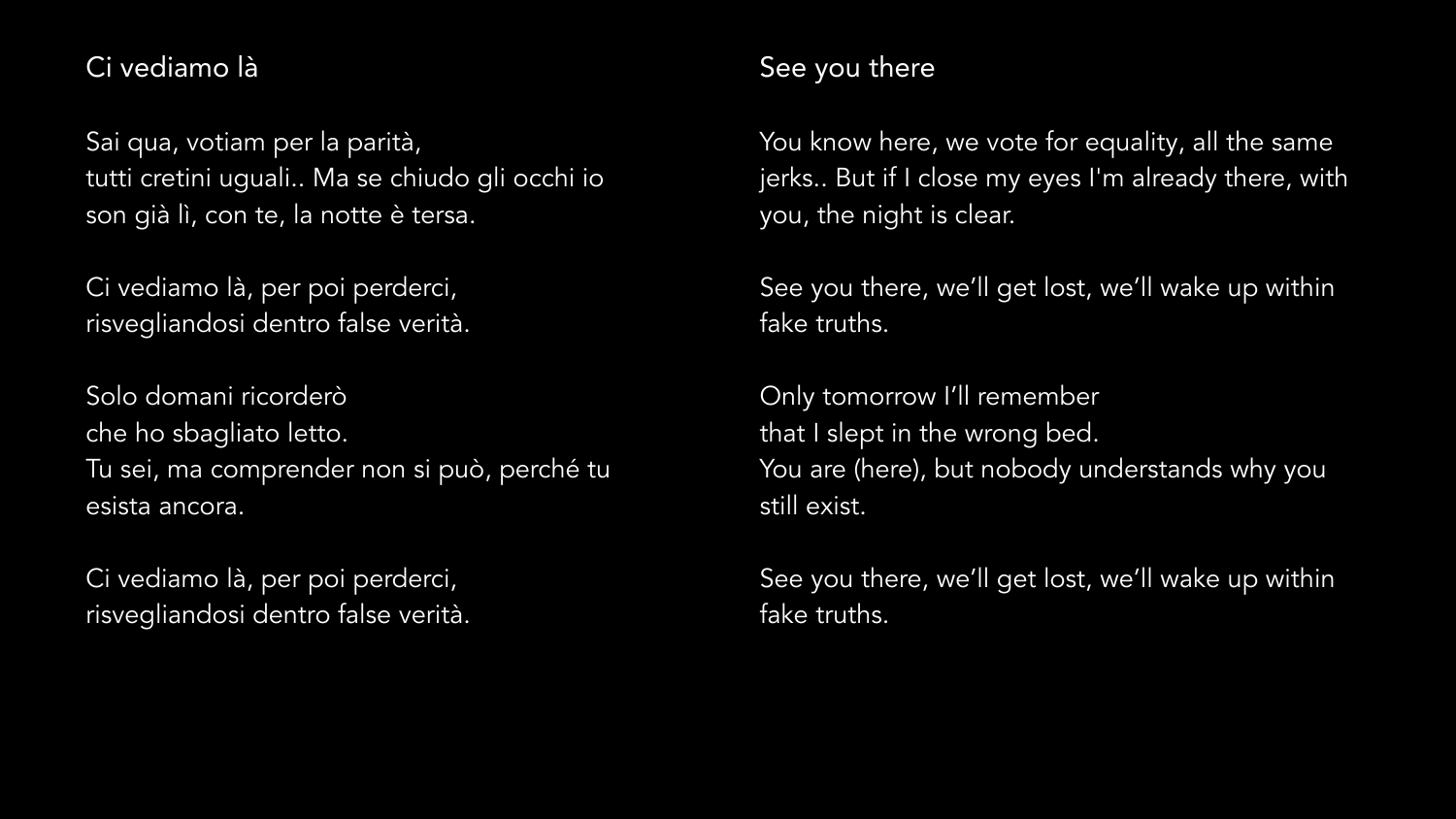## Ci vediamo là

Sai qua, votiam per la parità,
tutti cretini uguali.. Ma se chiudo gli occhi io son già lì, con te, la notte è tersa.

Ci vediamo là, per poi perderci,
risvegliandosi dentro false verità.

Solo domani ricorderò
che ho sbagliato letto.
Tu sei, ma comprender non si può, perché tu esista ancora.

Ci vediamo là, per poi perderci,
risvegliandosi dentro false verità.

## See you there

You know here, we vote for equality, all the same jerks.. But if I close my eyes I'm already there, with you, the night is clear.

See you there, we'll get lost, we'll wake up within fake truths.

Only tomorrow I'll remember
that I slept in the wrong bed.
You are (here), but nobody understands why you still exist.

See you there, we'll get lost, we'll wake up within fake truths.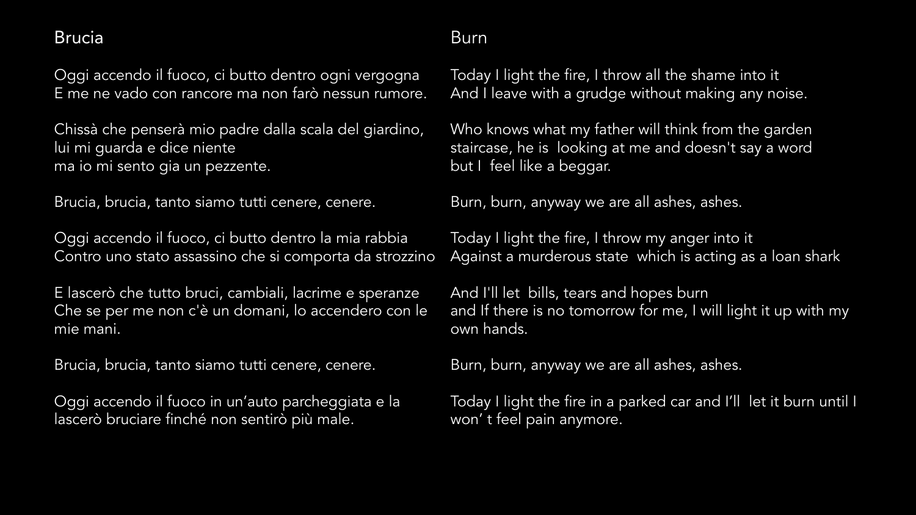## Brucia

Oggi accendo il fuoco, ci butto dentro ogni vergogna
E me ne vado con rancore ma non farò nessun rumore.

Chissà che penserà mio padre dalla scala del giardino,
lui mi guarda e dice niente
ma io mi sento gia un pezzente.

Brucia, brucia, tanto siamo tutti cenere, cenere.

Oggi accendo il fuoco, ci butto dentro la mia rabbia
Contro uno stato assassino che si comporta da strozzino

E lascerò che tutto bruci, cambiali, lacrime e speranze
Che se per me non c'è un domani, lo accendero con le mie mani.

Brucia, brucia, tanto siamo tutti cenere, cenere.

Oggi accendo il fuoco in un'auto parcheggiata e la lascerò bruciare finché non sentirò più male.

## Burn

Today I light the fire, I throw all the shame into it
And I leave with a grudge without making any noise.

Who knows what my father will think from the garden staircase, he is looking at me and doesn't say a word
but I feel like a beggar.

Burn, burn, anyway we are all ashes, ashes.

Today I light the fire, I throw my anger into it
Against a murderous state which is acting as a loan shark

And I'll let bills, tears and hopes burn
and If there is no tomorrow for me, I will light it up with my own hands.

Burn, burn, anyway we are all ashes, ashes.

Today I light the fire in a parked car and I'll let it burn until I won' t feel pain anymore.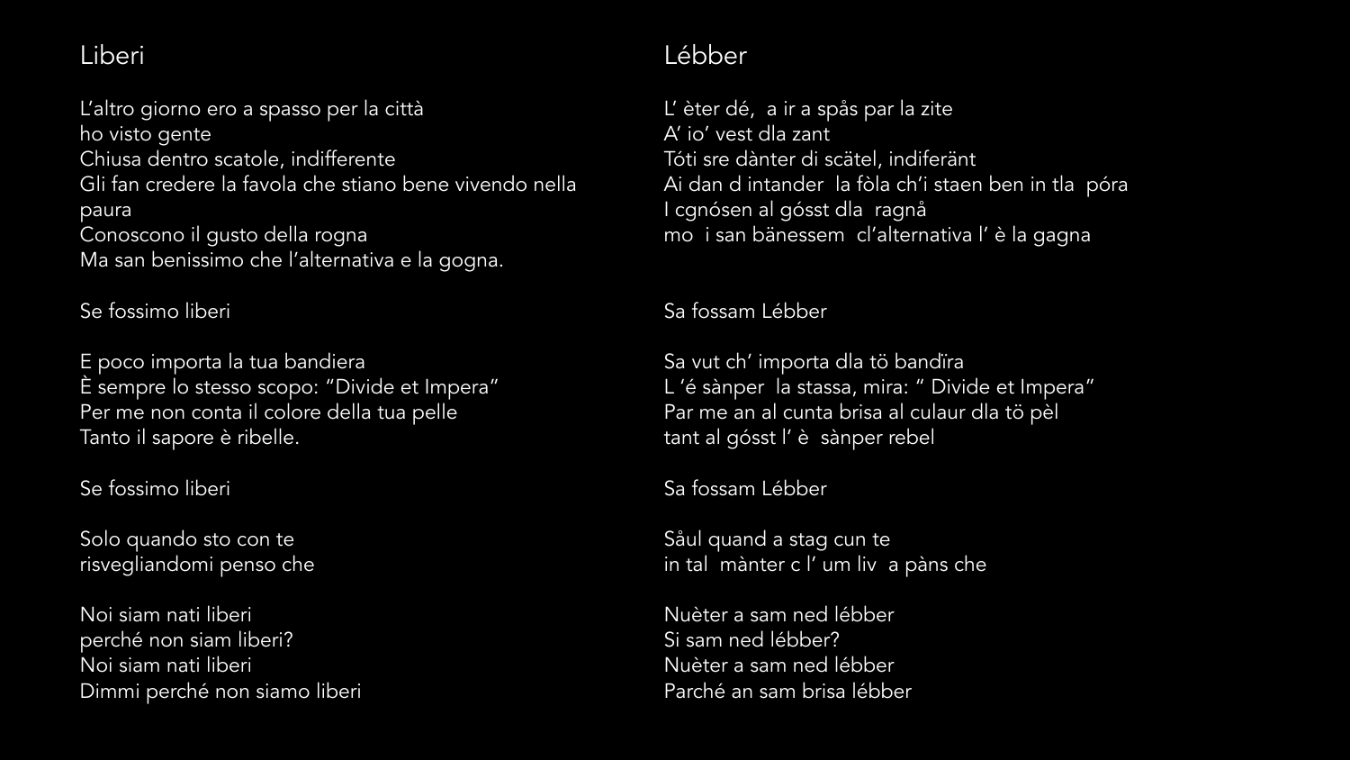## Liberi

L'altro giorno ero a spasso per la città
ho visto gente
Chiusa dentro scatole, indifferente
Gli fan credere la favola che stiano bene vivendo nella paura
Conoscono il gusto della rogna
Ma san benissimo che l'alternativa e la gogna.

Se fossimo liberi

E poco importa la tua bandiera
È sempre lo stesso scopo: "Divide et Impera"
Per me non conta il colore della tua pelle
Tanto il sapore è ribelle.

Se fossimo liberi

Solo quando sto con te
risvegliandomi penso che

Noi siam nati liberi
perché non siam liberi?
Noi siam nati liberi
Dimmi perché non siamo liberi

## Lébber

L' èter dé, a ir a spås par la zite
A' io' vest dla zant
Tóti sre dànter di scätel, indiferänt
Ai dan d intander la fòla ch'i staen ben in tla póra
I cgnósen al gósst dla ragnå
mo i san bänessem cl'alternativa l' è la gagna

Sa fossam Lébber

Sa vut ch' importa dla tö bandïra
L 'é sànper la stassa, mira: " Divide et Impera"
Par me an al cunta brisa al culaur dla tö pèl
tant al gósst l' è sànper rebel

Sa fossam Lébber

Såul quand a stag cun te
in tal mànter c l' um liv a pàns che

Nuèter a sam ned lébber
Si sam ned lébber?
Nuèter a sam ned lébber
Parché an sam brisa lébber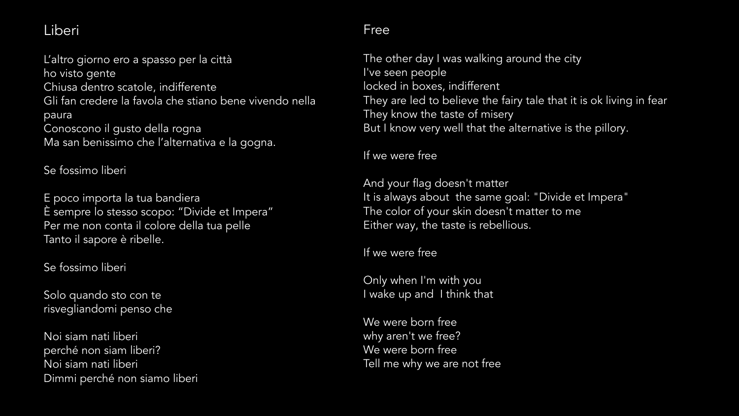## Liberi

L'altro giorno ero a spasso per la città
ho visto gente
Chiusa dentro scatole, indifferente
Gli fan credere la favola che stiano bene vivendo nella paura
Conoscono il gusto della rogna
Ma san benissimo che l'alternativa e la gogna.

Se fossimo liberi

E poco importa la tua bandiera
È sempre lo stesso scopo: "Divide et Impera"
Per me non conta il colore della tua pelle
Tanto il sapore è ribelle.

Se fossimo liberi

Solo quando sto con te
risvegliandomi penso che

Noi siam nati liberi
perché non siam liberi?
Noi siam nati liberi
Dimmi perché non siamo liberi

## Free

The other day I was walking around the city
I've seen people
locked in boxes, indifferent
They are led to believe the fairy tale that it is ok living in fear
They know the taste of misery
But I know very well that the alternative is the pillory.

If we were free

And your flag doesn't matter
It is always about the same goal: "Divide et Impera"
The color of your skin doesn't matter to me
Either way, the taste is rebellious.

If we were free

Only when I'm with you
I wake up and I think that

We were born free
why aren't we free?
We were born free
Tell me why we are not free